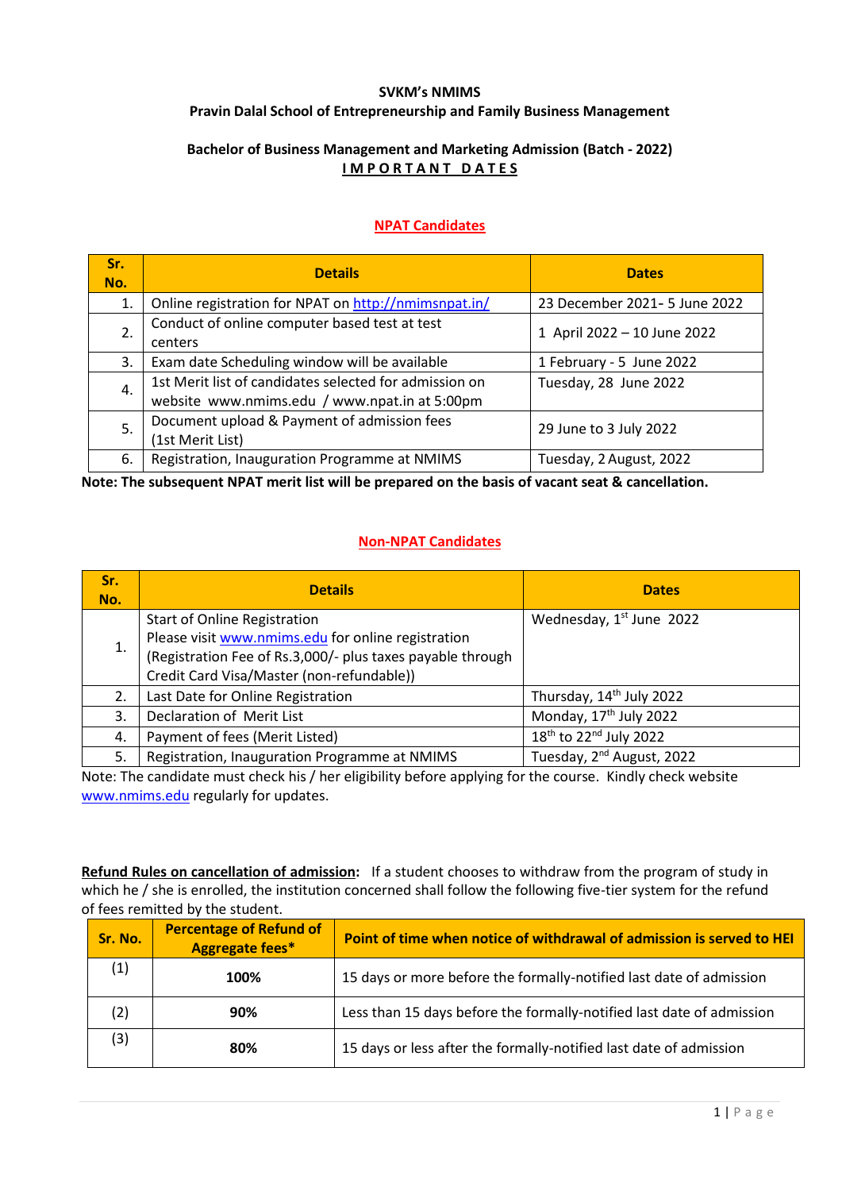**SVKM's NMIMS**

**Pravin Dalal School of Entrepreneurship and Family Business Management**

**Bachelor of Business Management and Marketing Admission (Batch - 2022)**

**IMPORTANT DATES**

**NPAT Candidates**

| Sr. No. | Details | Dates |
|---|---|---|
| 1. | Online registration for NPAT on http://nmimsnpat.in/ | 23 December 2021- 5 June 2022 |
| 2. | Conduct of online computer based test at test centers | 1 April 2022 – 10 June 2022 |
| 3. | Exam date Scheduling window will be available | 1 February - 5 June 2022 |
| 4. | 1st Merit list of candidates selected for admission on website www.nmims.edu / www.npat.in at 5:00pm | Tuesday, 28 June 2022 |
| 5. | Document upload & Payment of admission fees (1st Merit List) | 29 June to 3 July 2022 |
| 6. | Registration, Inauguration Programme at NMIMS | Tuesday, 2 August, 2022 |

**Note: The subsequent NPAT merit list will be prepared on the basis of vacant seat & cancellation.**

**Non-NPAT Candidates**

| Sr. No. | Details | Dates |
|---|---|---|
| 1. | Start of Online Registration<br>Please visit www.nmims.edu for online registration<br>(Registration Fee of Rs.3,000/- plus taxes payable through Credit Card Visa/Master (non-refundable)) | Wednesday, 1st June 2022 |
| 2. | Last Date for Online Registration | Thursday, 14th July 2022 |
| 3. | Declaration of Merit List | Monday, 17th July 2022 |
| 4. | Payment of fees (Merit Listed) | 18th to 22nd July 2022 |
| 5. | Registration, Inauguration Programme at NMIMS | Tuesday, 2nd August, 2022 |

Note: The candidate must check his / her eligibility before applying for the course. Kindly check website www.nmims.edu regularly for updates.

**Refund Rules on cancellation of admission:** If a student chooses to withdraw from the program of study in which he / she is enrolled, the institution concerned shall follow the following five-tier system for the refund of fees remitted by the student.

| Sr. No. | Percentage of Refund of Aggregate fees* | Point of time when notice of withdrawal of admission is served to HEI |
|---|---|---|
| (1) | **100%** | 15 days or more before the formally-notified last date of admission |
| (2) | **90%** | Less than 15 days before the formally-notified last date of admission |
| (3) | **80%** | 15 days or less after the formally-notified last date of admission |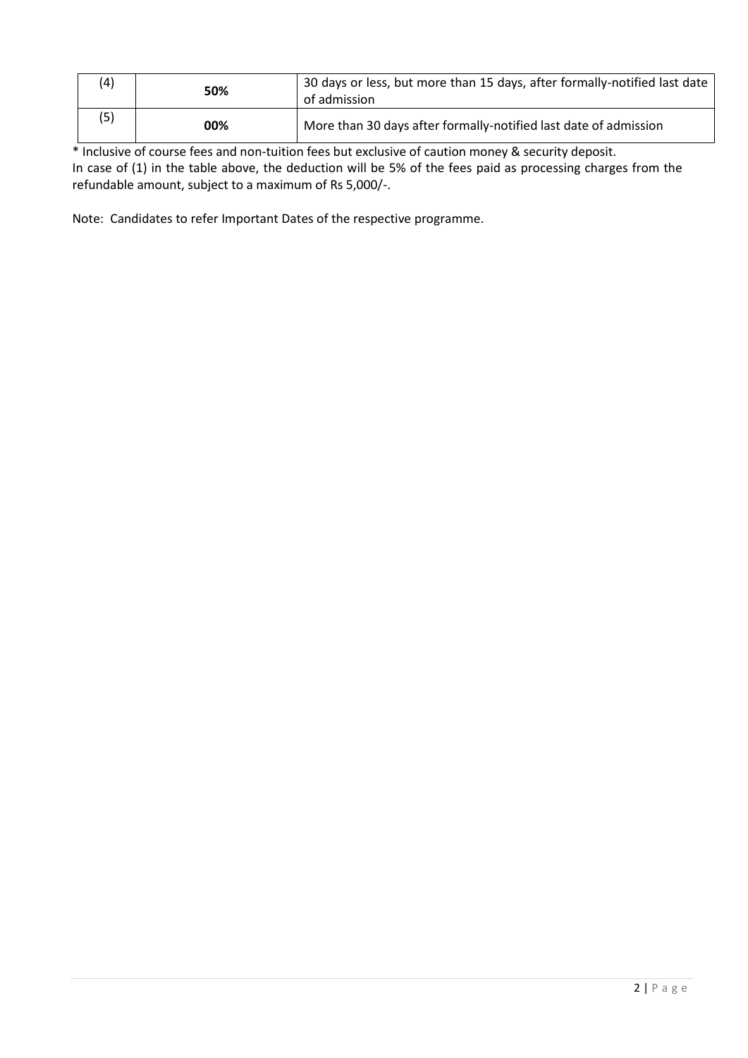| | | |
|---|---|---|
| (4) | **50%** | 30 days or less, but more than 15 days, after formally-notified last date of admission |
| (5) | **00%** | More than 30 days after formally-notified last date of admission |

* Inclusive of course fees and non-tuition fees but exclusive of caution money & security deposit.
In case of (1) in the table above, the deduction will be 5% of the fees paid as processing charges from the refundable amount, subject to a maximum of Rs 5,000/-.

Note: Candidates to refer Important Dates of the respective programme.